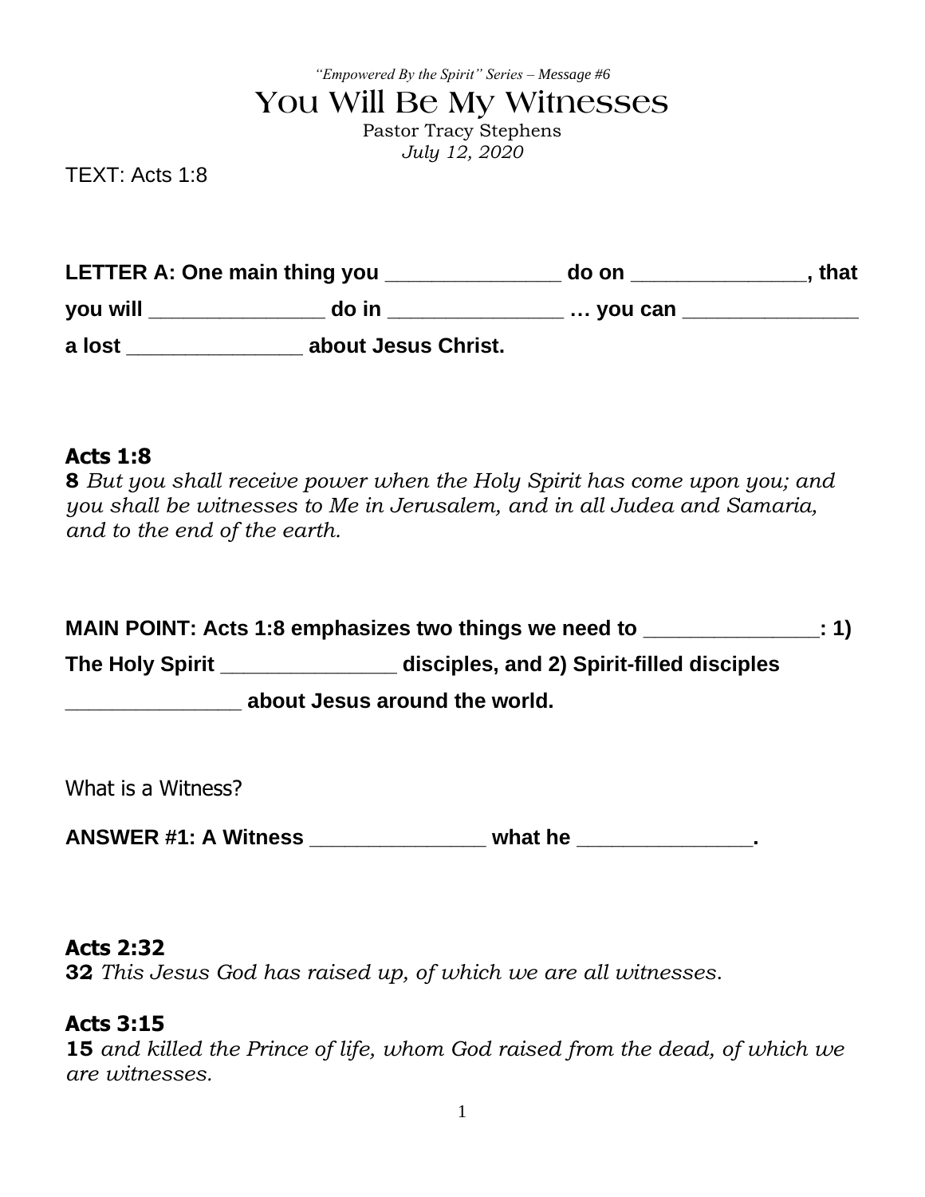*"Empowered By the Spirit" Series – Message #6*

# You Will Be My Witnesses

Pastor Tracy Stephens
*July 12, 2020*

TEXT: Acts 1:8

**LETTER A: One main thing you _______________ do on _______________, that you will _______________ do in _______________ … you can _______________ a lost _______________ about Jesus Christ.**

**Acts 1:8**
**8** *But you shall receive power when the Holy Spirit has come upon you; and you shall be witnesses to Me in Jerusalem, and in all Judea and Samaria, and to the end of the earth.*

**MAIN POINT: Acts 1:8 emphasizes two things we need to _______________: 1) The Holy Spirit _______________ disciples, and 2) Spirit-filled disciples _______________ about Jesus around the world.**

What is a Witness?

**ANSWER #1: A Witness _______________ what he _______________.**

**Acts 2:32**
**32** *This Jesus God has raised up, of which we are all witnesses.*

**Acts 3:15**
**15** *and killed the Prince of life, whom God raised from the dead, of which we are witnesses.*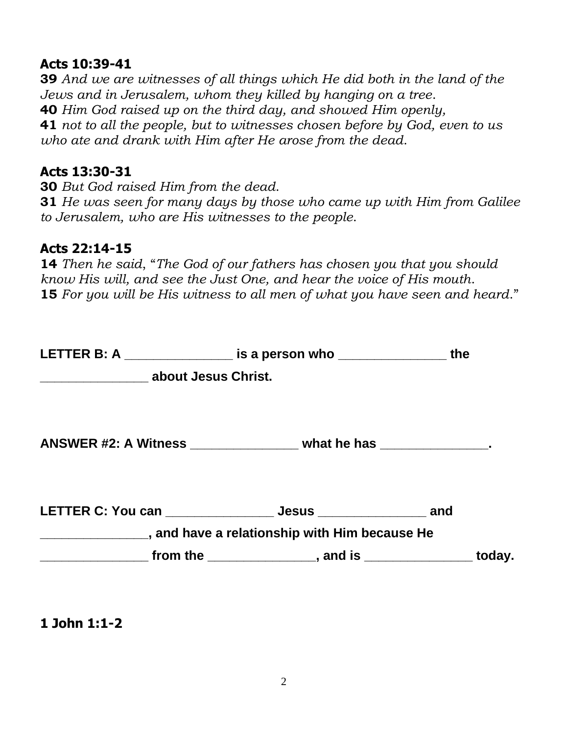**Acts 10:39-41**

**39** *And we are witnesses of all things which He did both in the land of the Jews and in Jerusalem, whom they killed by hanging on a tree.*
**40** *Him God raised up on the third day, and showed Him openly,*
**41** *not to all the people, but to witnesses chosen before by God, even to us who ate and drank with Him after He arose from the dead.*

**Acts 13:30-31**

**30** *But God raised Him from the dead.*
**31** *He was seen for many days by those who came up with Him from Galilee to Jerusalem, who are His witnesses to the people.*

**Acts 22:14-15**

**14** *Then he said, "The God of our fathers has chosen you that you should know His will, and see the Just One, and hear the voice of His mouth.*
**15** *For you will be His witness to all men of what you have seen and heard."*

**LETTER B: A _______________ is a person who _______________ the _______________ about Jesus Christ.**

**ANSWER #2: A Witness _______________ what he has _______________.**

**LETTER C: You can _______________ Jesus _______________ and _______________, and have a relationship with Him because He _______________ from the _______________, and is _______________ today.**

**1 John 1:1-2**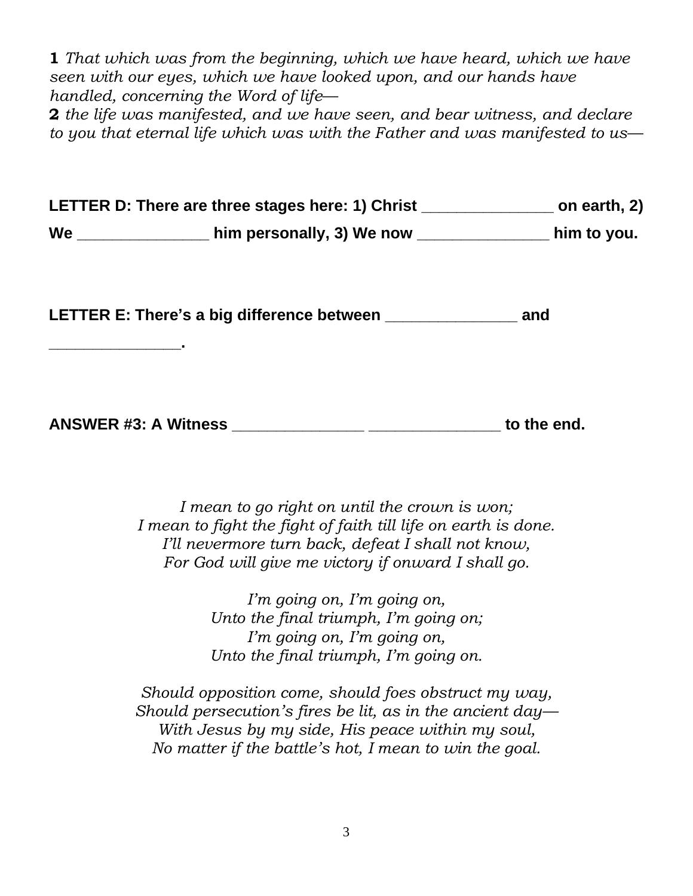**1** *That which was from the beginning, which we have heard, which we have seen with our eyes, which we have looked upon, and our hands have handled, concerning the Word of life—*
**2** *the life was manifested, and we have seen, and bear witness, and declare to you that eternal life which was with the Father and was manifested to us—*

**LETTER D: There are three stages here: 1) Christ _______________ on earth, 2) We _______________ him personally, 3) We now _______________ him to you.**

**LETTER E: There's a big difference between _______________ and _______________.**

**ANSWER #3: A Witness _______________ _______________ to the end.**

*I mean to go right on until the crown is won;*
*I mean to fight the fight of faith till life on earth is done.*
*I'll nevermore turn back, defeat I shall not know,*
*For God will give me victory if onward I shall go.*

*I'm going on, I'm going on,*
*Unto the final triumph, I'm going on;*
*I'm going on, I'm going on,*
*Unto the final triumph, I'm going on.*

*Should opposition come, should foes obstruct my way,*
*Should persecution's fires be lit, as in the ancient day—*
*With Jesus by my side, His peace within my soul,*
*No matter if the battle's hot, I mean to win the goal.*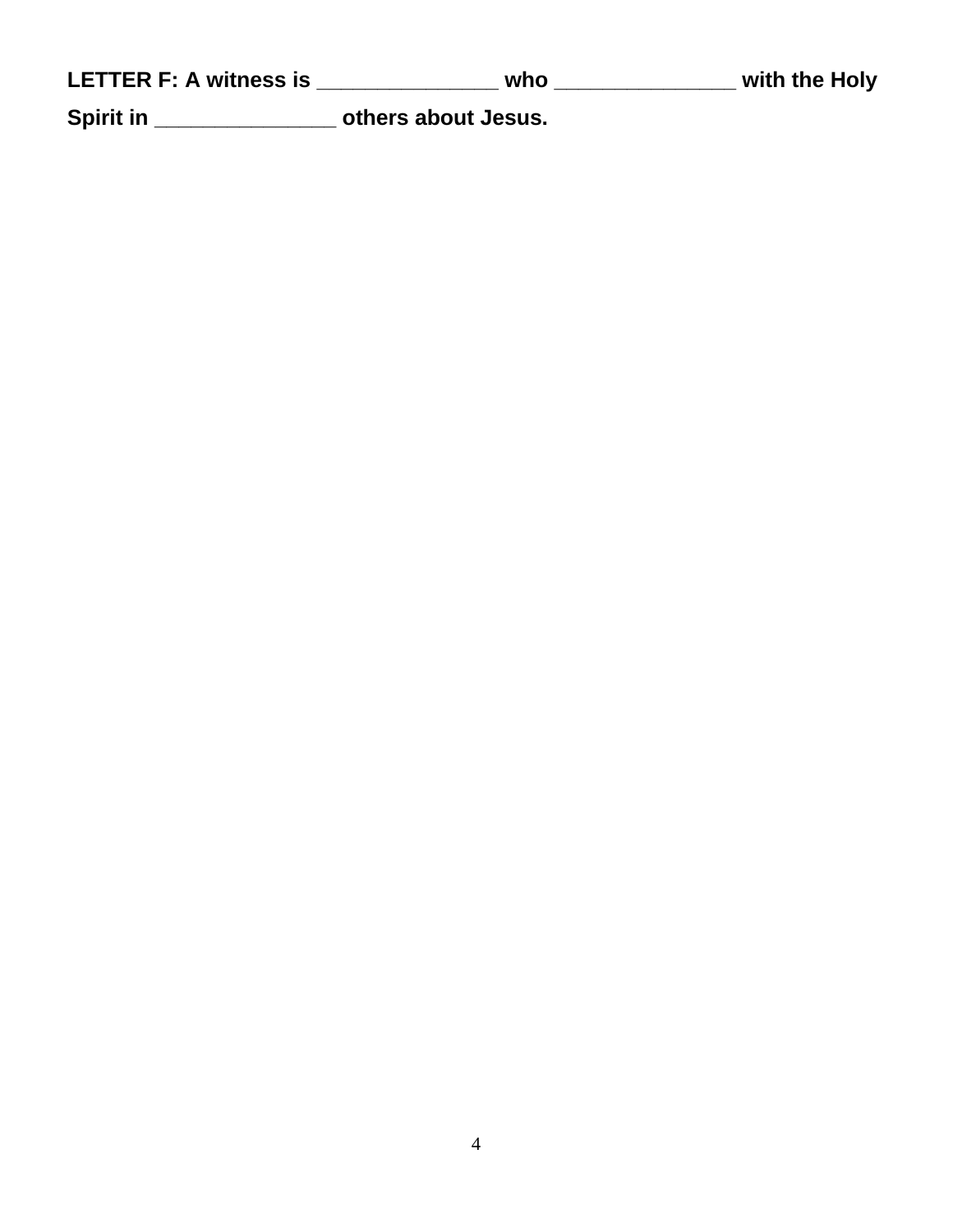**LETTER F: A witness is _______________ who _______________ with the Holy Spirit in _______________ others about Jesus.**